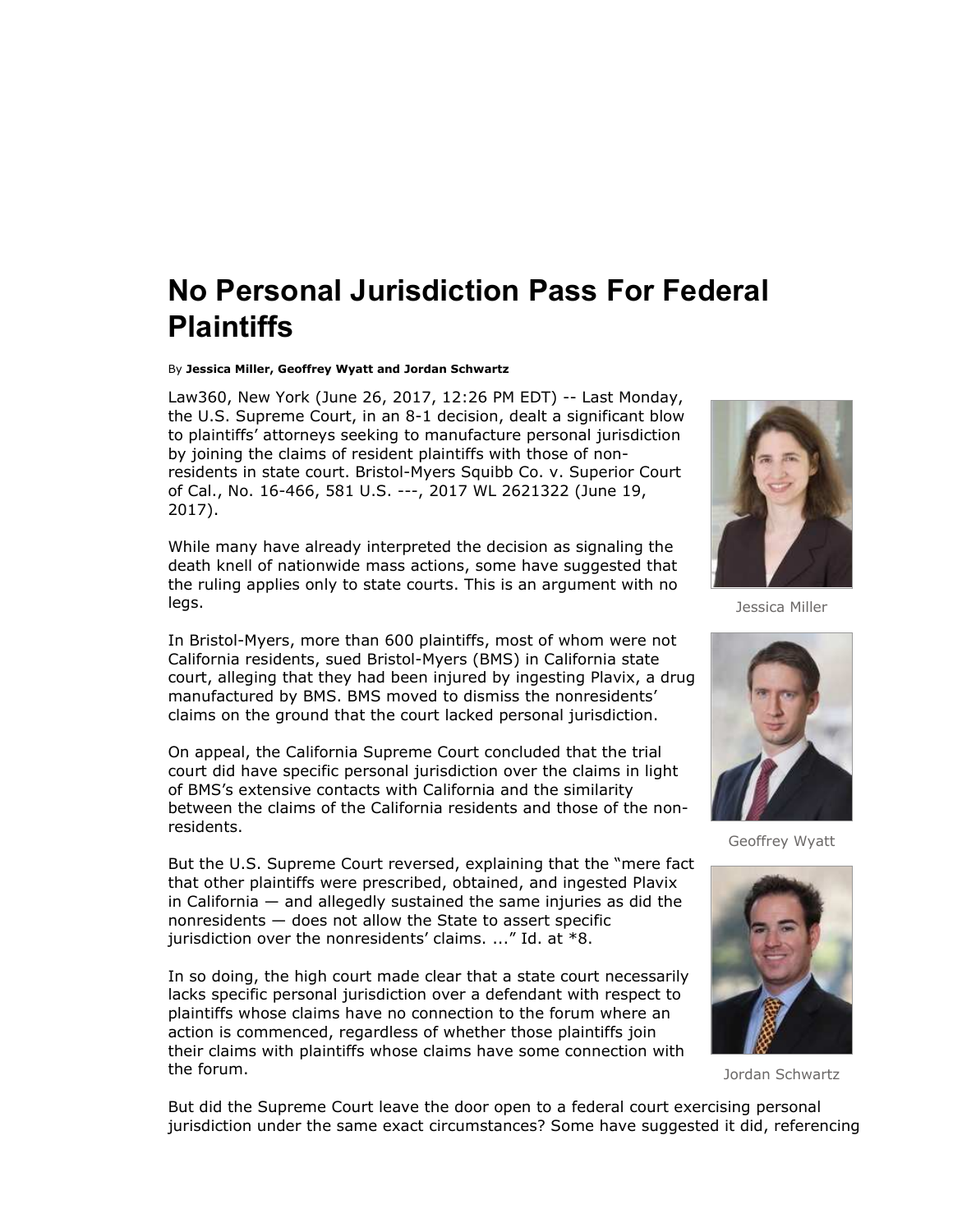# No Personal Jurisdiction Pass For Federal Plaintiffs

By **Jessica Miller, Geoffrey Wyatt and Jordan Schwartz**

Law360, New York (June 26, 2017, 12:26 PM EDT) -- Last Monday, the U.S. Supreme Court, in an 8-1 decision, dealt a significant blow to plaintiffs' attorneys seeking to manufacture personal jurisdiction by joining the claims of resident plaintiffs with those of non-residents in state court. Bristol-Myers Squibb Co. v. Superior Court of Cal., No. 16-466, 581 U.S. ---, 2017 WL 2621322 (June 19, 2017).

Jessica Miller

Geoffrey Wyatt

Jordan Schwartz

While many have already interpreted the decision as signaling the death knell of nationwide mass actions, some have suggested that the ruling applies only to state courts. This is an argument with no legs.

In Bristol-Myers, more than 600 plaintiffs, most of whom were not California residents, sued Bristol-Myers (BMS) in California state court, alleging that they had been injured by ingesting Plavix, a drug manufactured by BMS. BMS moved to dismiss the nonresidents' claims on the ground that the court lacked personal jurisdiction.

On appeal, the California Supreme Court concluded that the trial court did have specific personal jurisdiction over the claims in light of BMS's extensive contacts with California and the similarity between the claims of the California residents and those of the non-residents.

But the U.S. Supreme Court reversed, explaining that the "mere fact that other plaintiffs were prescribed, obtained, and ingested Plavix in California — and allegedly sustained the same injuries as did the nonresidents — does not allow the State to assert specific jurisdiction over the nonresidents' claims. ..." Id. at *8.

In so doing, the high court made clear that a state court necessarily lacks specific personal jurisdiction over a defendant with respect to plaintiffs whose claims have no connection to the forum where an action is commenced, regardless of whether those plaintiffs join their claims with plaintiffs whose claims have some connection with the forum.

But did the Supreme Court leave the door open to a federal court exercising personal jurisdiction under the same exact circumstances? Some have suggested it did, referencing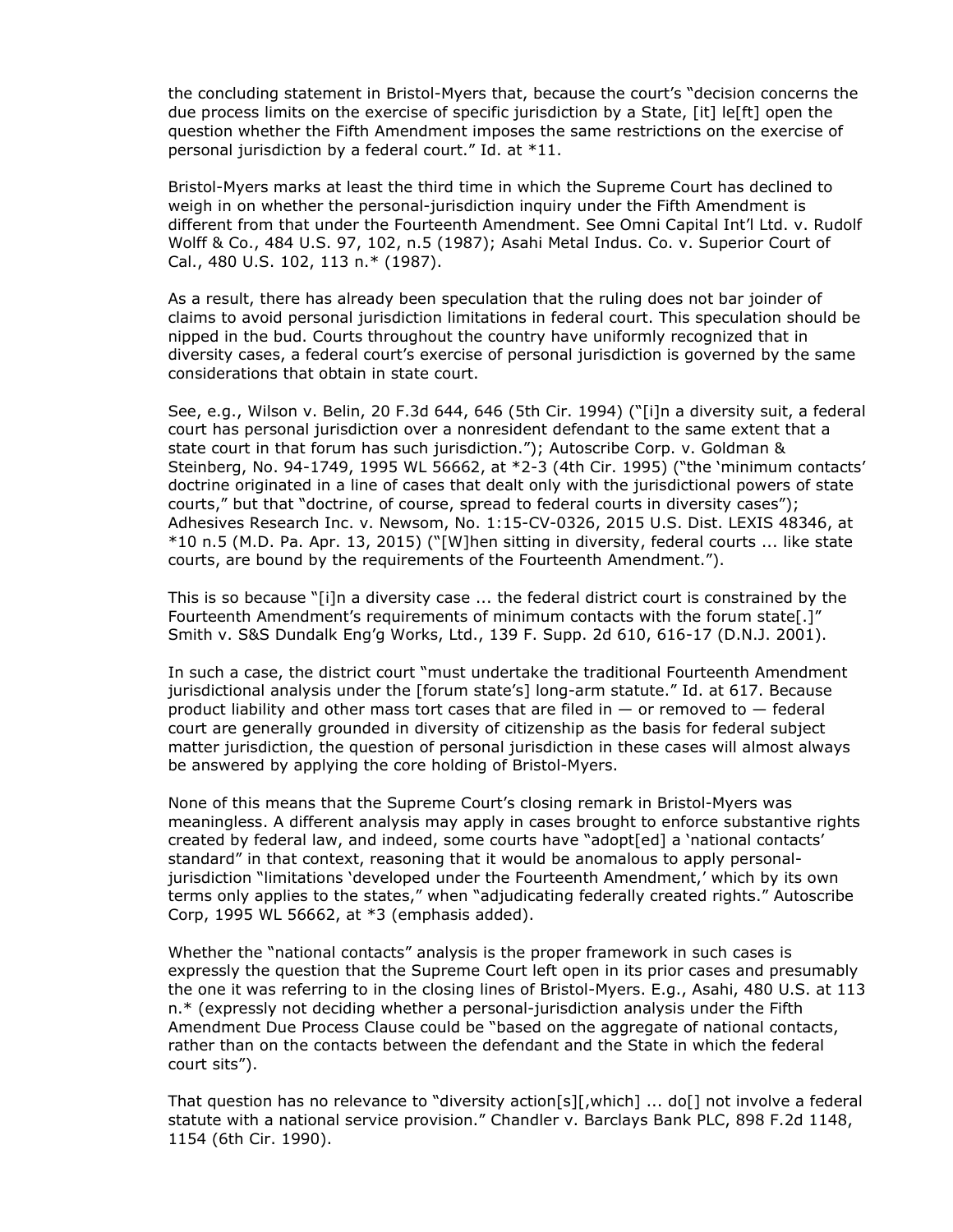the concluding statement in Bristol-Myers that, because the court's "decision concerns the due process limits on the exercise of specific jurisdiction by a State, [it] le[ft] open the question whether the Fifth Amendment imposes the same restrictions on the exercise of personal jurisdiction by a federal court." Id. at *11.

Bristol-Myers marks at least the third time in which the Supreme Court has declined to weigh in on whether the personal-jurisdiction inquiry under the Fifth Amendment is different from that under the Fourteenth Amendment. See Omni Capital Int'l Ltd. v. Rudolf Wolff & Co., 484 U.S. 97, 102, n.5 (1987); Asahi Metal Indus. Co. v. Superior Court of Cal., 480 U.S. 102, 113 n.* (1987).

As a result, there has already been speculation that the ruling does not bar joinder of claims to avoid personal jurisdiction limitations in federal court. This speculation should be nipped in the bud. Courts throughout the country have uniformly recognized that in diversity cases, a federal court's exercise of personal jurisdiction is governed by the same considerations that obtain in state court.

See, e.g., Wilson v. Belin, 20 F.3d 644, 646 (5th Cir. 1994) ("[i]n a diversity suit, a federal court has personal jurisdiction over a nonresident defendant to the same extent that a state court in that forum has such jurisdiction."); Autoscribe Corp. v. Goldman & Steinberg, No. 94-1749, 1995 WL 56662, at *2-3 (4th Cir. 1995) ("the 'minimum contacts' doctrine originated in a line of cases that dealt only with the jurisdictional powers of state courts," but that "doctrine, of course, spread to federal courts in diversity cases"); Adhesives Research Inc. v. Newsom, No. 1:15-CV-0326, 2015 U.S. Dist. LEXIS 48346, at *10 n.5 (M.D. Pa. Apr. 13, 2015) ("[W]hen sitting in diversity, federal courts ... like state courts, are bound by the requirements of the Fourteenth Amendment.").

This is so because "[i]n a diversity case ... the federal district court is constrained by the Fourteenth Amendment's requirements of minimum contacts with the forum state[.]" Smith v. S&S Dundalk Eng'g Works, Ltd., 139 F. Supp. 2d 610, 616-17 (D.N.J. 2001).

In such a case, the district court "must undertake the traditional Fourteenth Amendment jurisdictional analysis under the [forum state's] long-arm statute." Id. at 617. Because product liability and other mass tort cases that are filed in — or removed to — federal court are generally grounded in diversity of citizenship as the basis for federal subject matter jurisdiction, the question of personal jurisdiction in these cases will almost always be answered by applying the core holding of Bristol-Myers.

None of this means that the Supreme Court's closing remark in Bristol-Myers was meaningless. A different analysis may apply in cases brought to enforce substantive rights created by federal law, and indeed, some courts have "adopt[ed] a 'national contacts' standard" in that context, reasoning that it would be anomalous to apply personal-jurisdiction "limitations 'developed under the Fourteenth Amendment,' which by its own terms only applies to the states," when "adjudicating federally created rights." Autoscribe Corp, 1995 WL 56662, at *3 (emphasis added).

Whether the "national contacts" analysis is the proper framework in such cases is expressly the question that the Supreme Court left open in its prior cases and presumably the one it was referring to in the closing lines of Bristol-Myers. E.g., Asahi, 480 U.S. at 113 n.* (expressly not deciding whether a personal-jurisdiction analysis under the Fifth Amendment Due Process Clause could be "based on the aggregate of national contacts, rather than on the contacts between the defendant and the State in which the federal court sits").

That question has no relevance to "diversity action[s][,which] ... do[] not involve a federal statute with a national service provision." Chandler v. Barclays Bank PLC, 898 F.2d 1148, 1154 (6th Cir. 1990).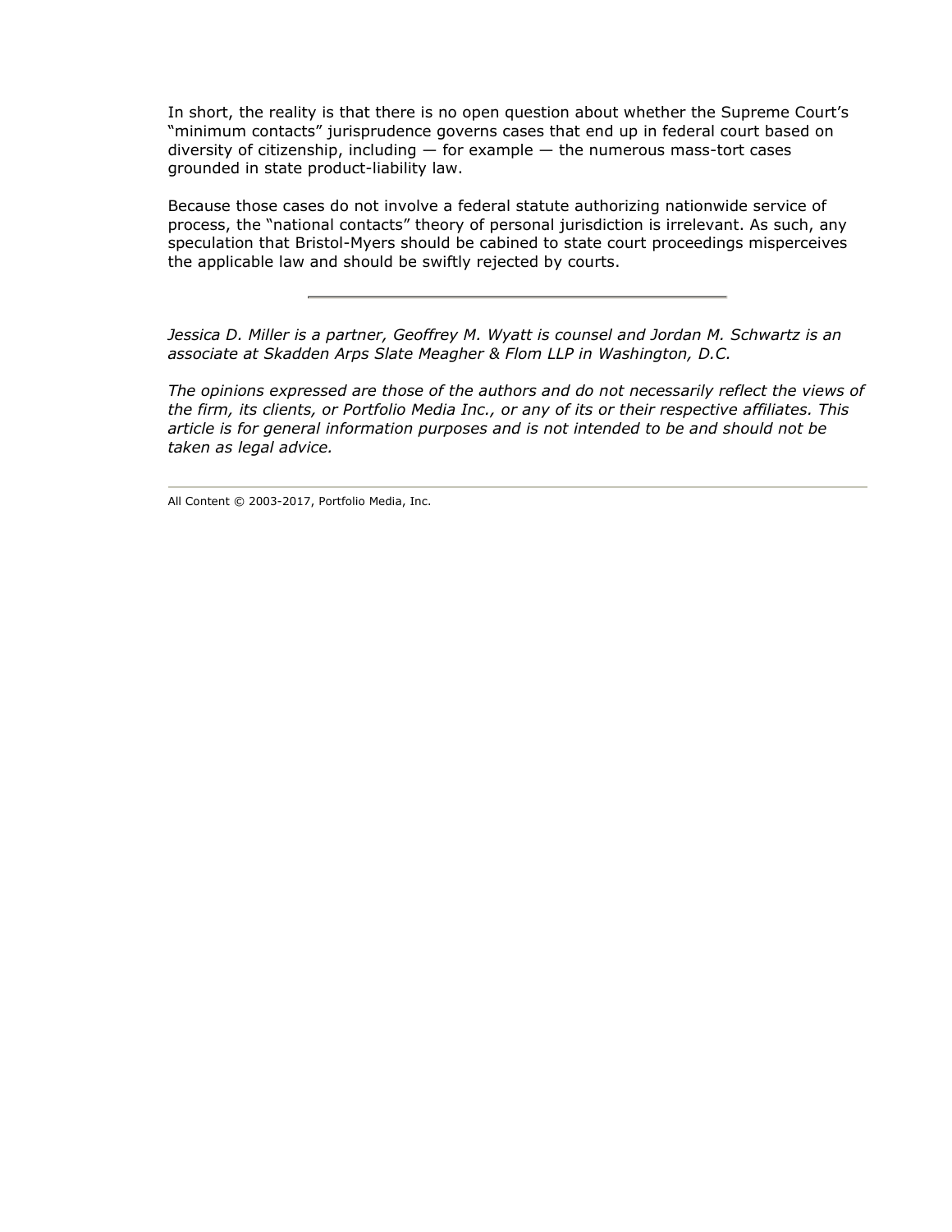In short, the reality is that there is no open question about whether the Supreme Court's "minimum contacts" jurisprudence governs cases that end up in federal court based on diversity of citizenship, including — for example — the numerous mass-tort cases grounded in state product-liability law.

Because those cases do not involve a federal statute authorizing nationwide service of process, the "national contacts" theory of personal jurisdiction is irrelevant. As such, any speculation that Bristol-Myers should be cabined to state court proceedings misperceives the applicable law and should be swiftly rejected by courts.

---

*Jessica D. Miller is a partner, Geoffrey M. Wyatt is counsel and Jordan M. Schwartz is an associate at Skadden Arps Slate Meagher & Flom LLP in Washington, D.C.*

*The opinions expressed are those of the authors and do not necessarily reflect the views of the firm, its clients, or Portfolio Media Inc., or any of its or their respective affiliates. This article is for general information purposes and is not intended to be and should not be taken as legal advice.*

All Content © 2003-2017, Portfolio Media, Inc.